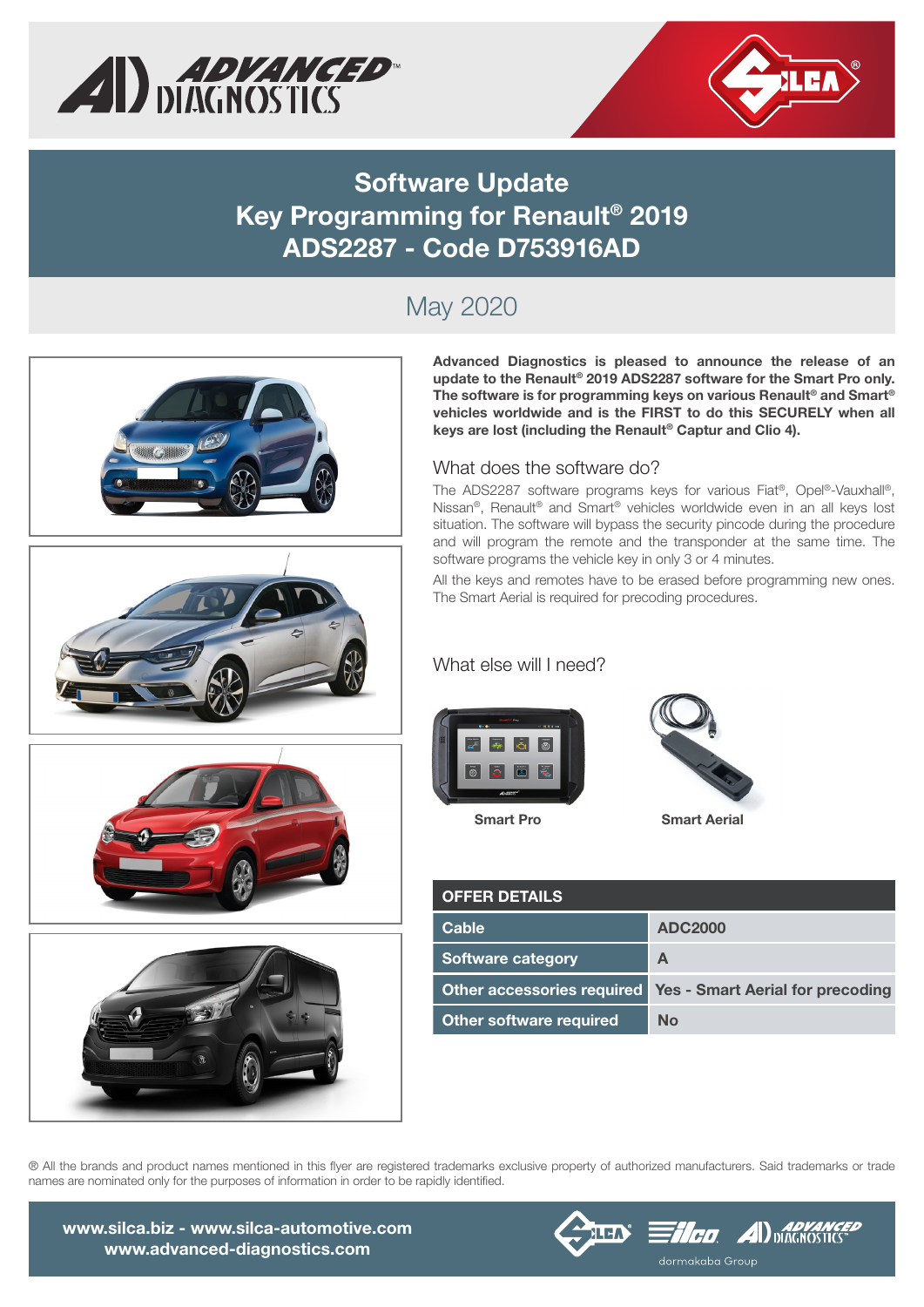# Software Update
# Key Programming for Renault® 2019
# ADS2287 - Code D753916AD

## May 2020

**Advanced Diagnostics is pleased to announce the release of an update to the Renault® 2019 ADS2287 software for the Smart Pro only. The software is for programming keys on various Renault® and Smart® vehicles worldwide and is the FIRST to do this SECURELY when all keys are lost (including the Renault® Captur and Clio 4).**

### What does the software do?

The ADS2287 software programs keys for various Fiat®, Opel®-Vauxhall®, Nissan®, Renault® and Smart® vehicles worldwide even in an all keys lost situation. The software will bypass the security pincode during the procedure and will program the remote and the transponder at the same time. The software programs the vehicle key in only 3 or 4 minutes.

All the keys and remotes have to be erased before programming new ones. The Smart Aerial is required for precoding procedures.

### What else will I need?

**Smart Pro**

**Smart Aerial**

| OFFER DETAILS | |
|---|---|
| Cable | ADC2000 |
| Software category | A |
| Other accessories required | Yes - Smart Aerial for precoding |
| Other software required | No |

® All the brands and product names mentioned in this flyer are registered trademarks exclusive property of authorized manufacturers. Said trademarks or trade names are nominated only for the purposes of information in order to be rapidly identified.

**www.silca.biz - www.silca-automotive.com**
**www.advanced-diagnostics.com**

dormakaba Group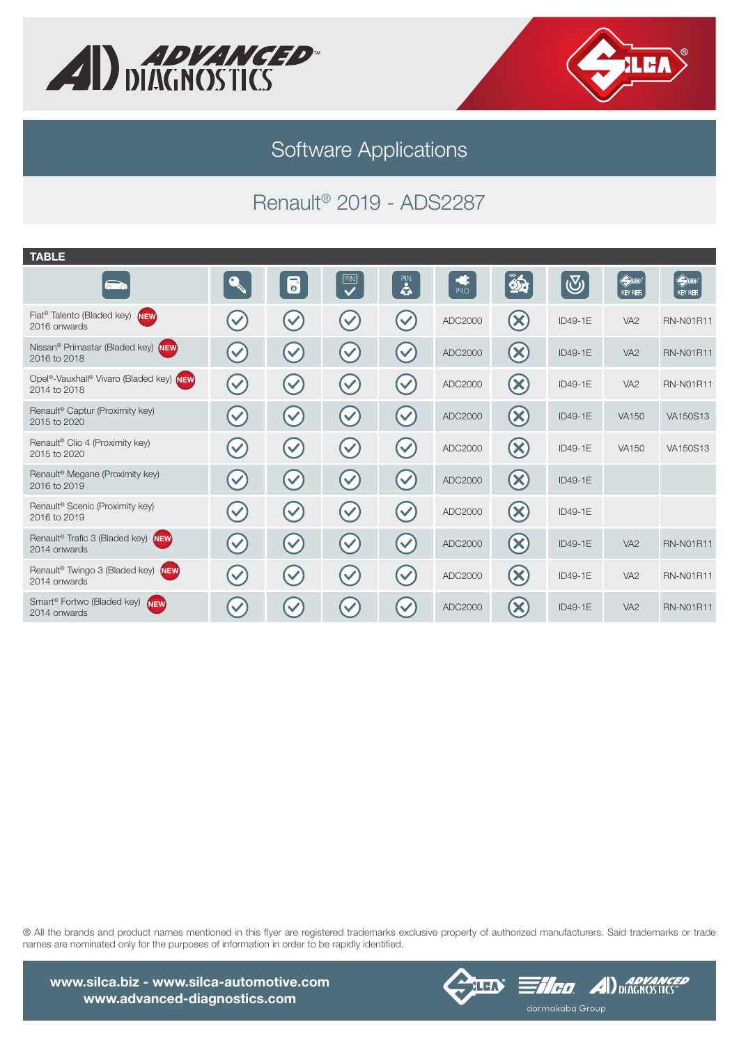# Software Applications

## Renault® 2019 - ADS2287

**TABLE**

| | | | | | | | | | |
|---|---|---|---|---|---|---|---|---|---|
| Fiat® Talento (Bladed key) NEW 2016 onwards | ✓ | ✓ | ✓ | ✓ | ADC2000 | ✗ | ID49-1E | VA2 | RN-N01R11 |
| Nissan® Primastar (Bladed key) NEW 2016 to 2018 | ✓ | ✓ | ✓ | ✓ | ADC2000 | ✗ | ID49-1E | VA2 | RN-N01R11 |
| Opel®-Vauxhall® Vivaro (Bladed key) NEW 2014 to 2018 | ✓ | ✓ | ✓ | ✓ | ADC2000 | ✗ | ID49-1E | VA2 | RN-N01R11 |
| Renault® Captur (Proximity key) 2015 to 2020 | ✓ | ✓ | ✓ | ✓ | ADC2000 | ✗ | ID49-1E | VA150 | VA150S13 |
| Renault® Clio 4 (Proximity key) 2015 to 2020 | ✓ | ✓ | ✓ | ✓ | ADC2000 | ✗ | ID49-1E | VA150 | VA150S13 |
| Renault® Megane (Proximity key) 2016 to 2019 | ✓ | ✓ | ✓ | ✓ | ADC2000 | ✗ | ID49-1E | | |
| Renault® Scenic (Proximity key) 2016 to 2019 | ✓ | ✓ | ✓ | ✓ | ADC2000 | ✗ | ID49-1E | | |
| Renault® Trafic 3 (Bladed key) NEW 2014 onwards | ✓ | ✓ | ✓ | ✓ | ADC2000 | ✗ | ID49-1E | VA2 | RN-N01R11 |
| Renault® Twingo 3 (Bladed key) NEW 2014 onwards | ✓ | ✓ | ✓ | ✓ | ADC2000 | ✗ | ID49-1E | VA2 | RN-N01R11 |
| Smart® Fortwo (Bladed key) NEW 2014 onwards | ✓ | ✓ | ✓ | ✓ | ADC2000 | ✗ | ID49-1E | VA2 | RN-N01R11 |

® All the brands and product names mentioned in this flyer are registered trademarks exclusive property of authorized manufacturers. Said trademarks or trade names are nominated only for the purposes of information in order to be rapidly identified.

**www.silca.biz - www.silca-automotive.com**
**www.advanced-diagnostics.com**

dormakaba Group